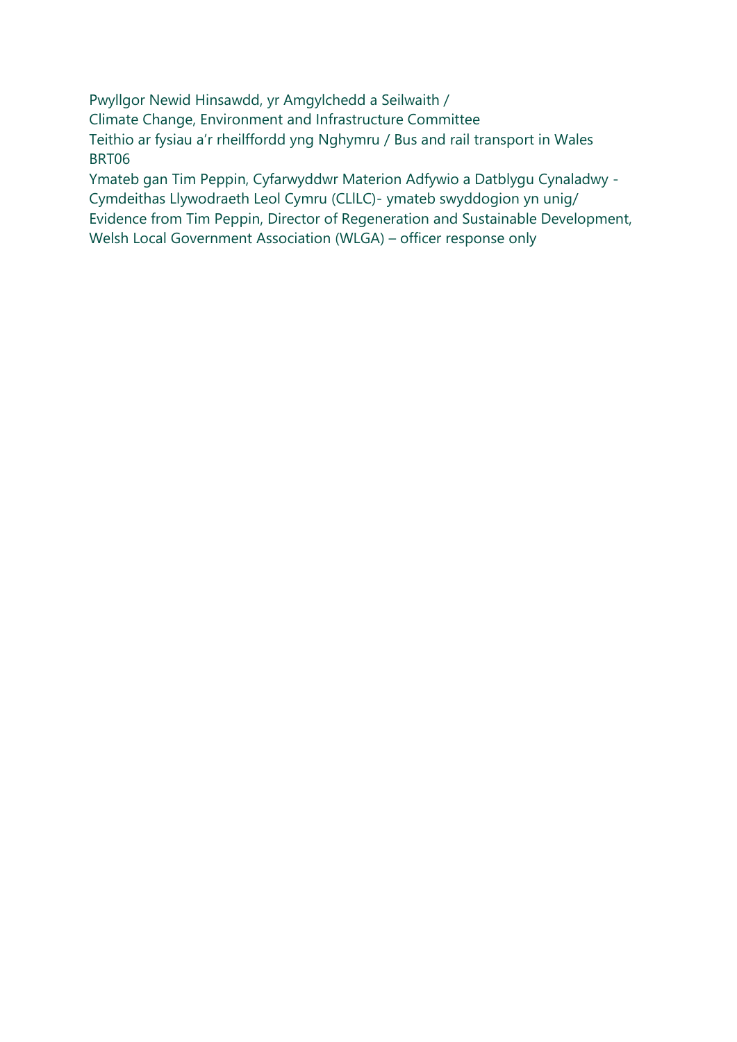Pwyllgor Newid Hinsawdd, yr Amgylchedd a Seilwaith /
Climate Change, Environment and Infrastructure Committee
Teithio ar fysiau a'r rheilffordd yng Nghymru / Bus and rail transport in Wales
BRT06
Ymateb gan Tim Peppin, Cyfarwyddwr Materion Adfywio a Datblygu Cynaladwy - Cymdeithas Llywodraeth Leol Cymru (CLlLC)- ymateb swyddogion yn unig/
Evidence from Tim Peppin, Director of Regeneration and Sustainable Development, Welsh Local Government Association (WLGA) – officer response only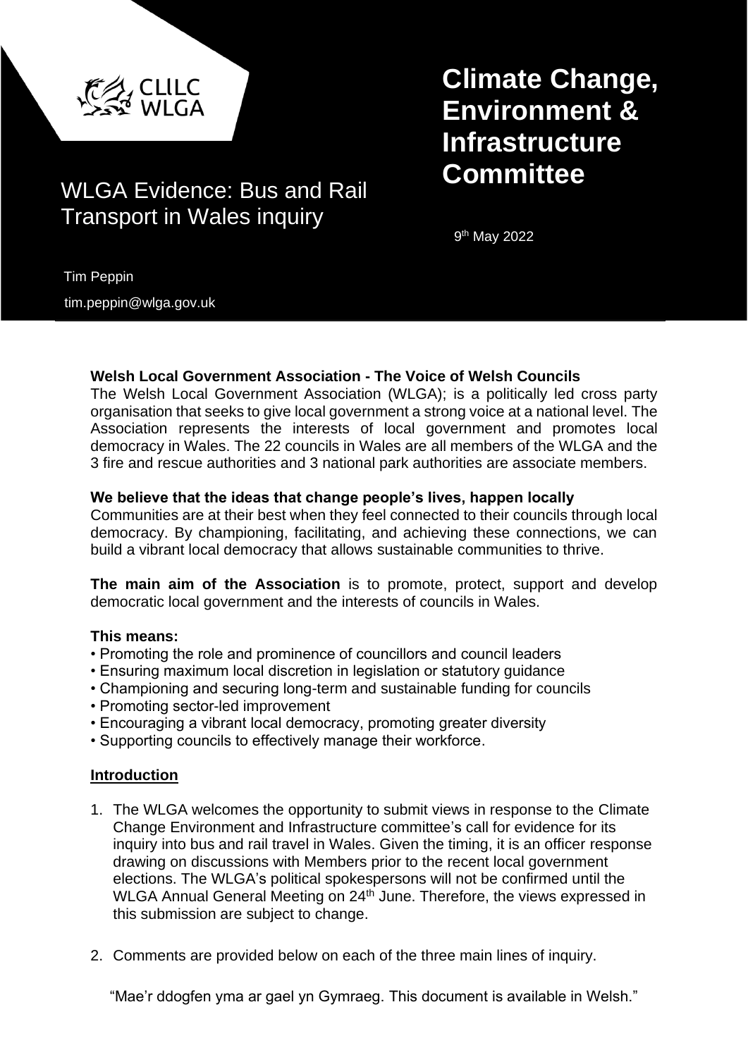# Climate Change, Environment & Infrastructure Committee

## WLGA Evidence: Bus and Rail Transport in Wales inquiry

9th May 2022

Tim Peppin

tim.peppin@wlga.gov.uk

**Welsh Local Government Association - The Voice of Welsh Councils**

The Welsh Local Government Association (WLGA); is a politically led cross party organisation that seeks to give local government a strong voice at a national level. The Association represents the interests of local government and promotes local democracy in Wales. The 22 councils in Wales are all members of the WLGA and the 3 fire and rescue authorities and 3 national park authorities are associate members.

**We believe that the ideas that change people's lives, happen locally**

Communities are at their best when they feel connected to their councils through local democracy. By championing, facilitating, and achieving these connections, we can build a vibrant local democracy that allows sustainable communities to thrive.

**The main aim of the Association** is to promote, protect, support and develop democratic local government and the interests of councils in Wales.

**This means:**

- Promoting the role and prominence of councillors and council leaders
- Ensuring maximum local discretion in legislation or statutory guidance
- Championing and securing long-term and sustainable funding for councils
- Promoting sector-led improvement
- Encouraging a vibrant local democracy, promoting greater diversity
- Supporting councils to effectively manage their workforce.

**Introduction**

1. The WLGA welcomes the opportunity to submit views in response to the Climate Change Environment and Infrastructure committee's call for evidence for its inquiry into bus and rail travel in Wales. Given the timing, it is an officer response drawing on discussions with Members prior to the recent local government elections. The WLGA's political spokespersons will not be confirmed until the WLGA Annual General Meeting on 24th June. Therefore, the views expressed in this submission are subject to change.

2. Comments are provided below on each of the three main lines of inquiry.

"Mae'r ddogfen yma ar gael yn Gymraeg. This document is available in Welsh."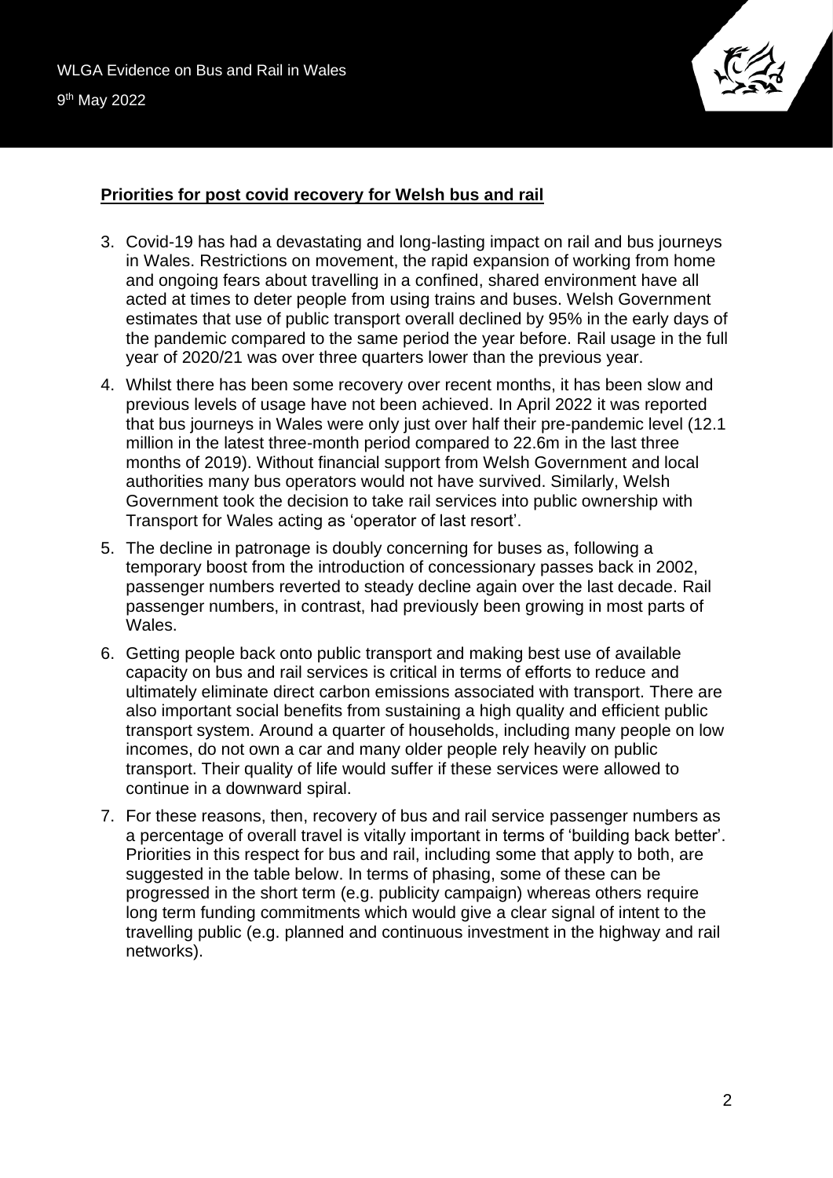**Priorities for post covid recovery for Welsh bus and rail**

3. Covid-19 has had a devastating and long-lasting impact on rail and bus journeys in Wales. Restrictions on movement, the rapid expansion of working from home and ongoing fears about travelling in a confined, shared environment have all acted at times to deter people from using trains and buses. Welsh Government estimates that use of public transport overall declined by 95% in the early days of the pandemic compared to the same period the year before. Rail usage in the full year of 2020/21 was over three quarters lower than the previous year.
4. Whilst there has been some recovery over recent months, it has been slow and previous levels of usage have not been achieved. In April 2022 it was reported that bus journeys in Wales were only just over half their pre-pandemic level (12.1 million in the latest three-month period compared to 22.6m in the last three months of 2019). Without financial support from Welsh Government and local authorities many bus operators would not have survived. Similarly, Welsh Government took the decision to take rail services into public ownership with Transport for Wales acting as 'operator of last resort'.
5. The decline in patronage is doubly concerning for buses as, following a temporary boost from the introduction of concessionary passes back in 2002, passenger numbers reverted to steady decline again over the last decade. Rail passenger numbers, in contrast, had previously been growing in most parts of Wales.
6. Getting people back onto public transport and making best use of available capacity on bus and rail services is critical in terms of efforts to reduce and ultimately eliminate direct carbon emissions associated with transport. There are also important social benefits from sustaining a high quality and efficient public transport system. Around a quarter of households, including many people on low incomes, do not own a car and many older people rely heavily on public transport. Their quality of life would suffer if these services were allowed to continue in a downward spiral.
7. For these reasons, then, recovery of bus and rail service passenger numbers as a percentage of overall travel is vitally important in terms of 'building back better'. Priorities in this respect for bus and rail, including some that apply to both, are suggested in the table below. In terms of phasing, some of these can be progressed in the short term (e.g. publicity campaign) whereas others require long term funding commitments which would give a clear signal of intent to the travelling public (e.g. planned and continuous investment in the highway and rail networks).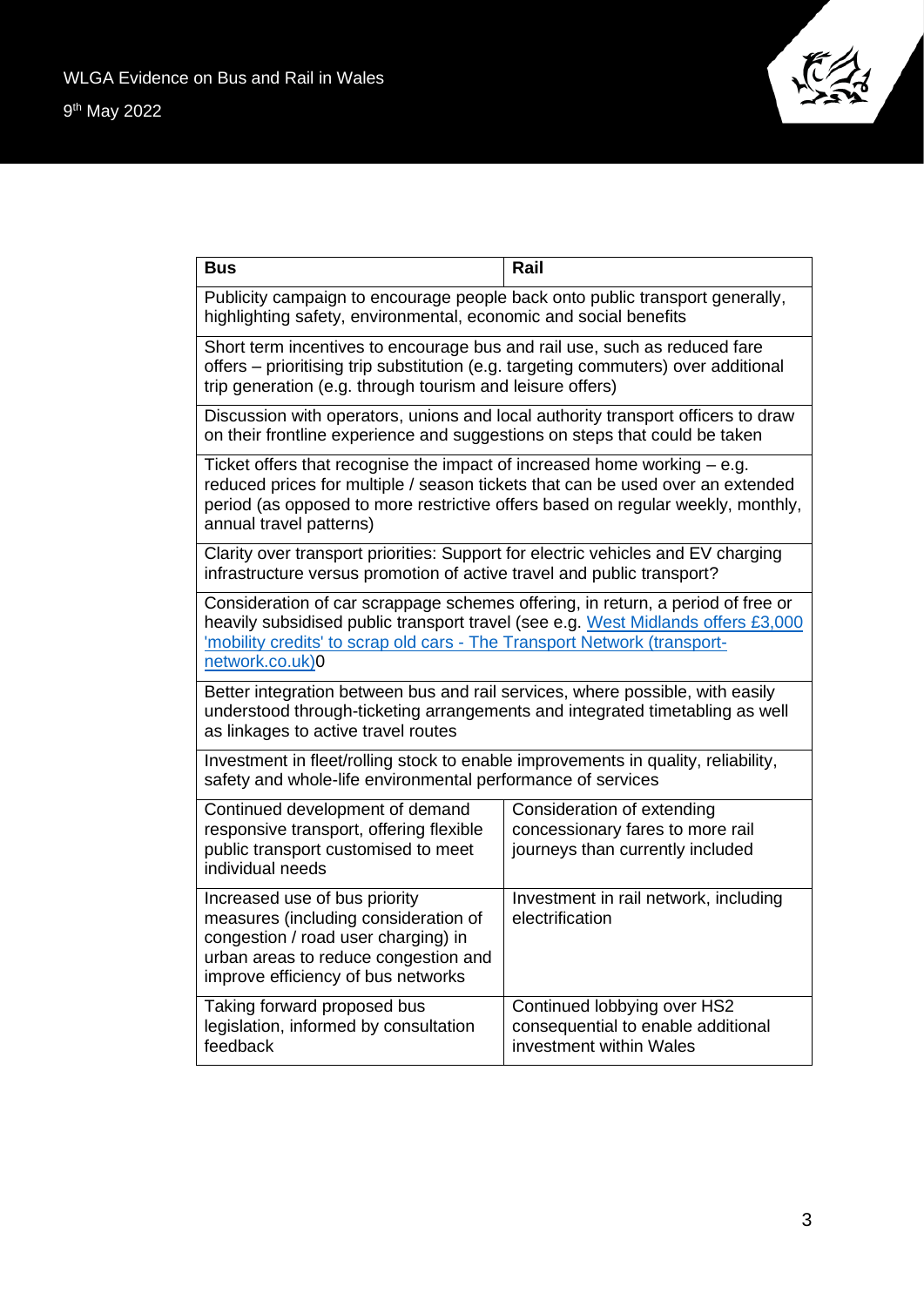| Bus | Rail |
|---|---|
| Publicity campaign to encourage people back onto public transport generally, highlighting safety, environmental, economic and social benefits | |
| Short term incentives to encourage bus and rail use, such as reduced fare offers – prioritising trip substitution (e.g. targeting commuters) over additional trip generation (e.g. through tourism and leisure offers) | |
| Discussion with operators, unions and local authority transport officers to draw on their frontline experience and suggestions on steps that could be taken | |
| Ticket offers that recognise the impact of increased home working – e.g. reduced prices for multiple / season tickets that can be used over an extended period (as opposed to more restrictive offers based on regular weekly, monthly, annual travel patterns) | |
| Clarity over transport priorities: Support for electric vehicles and EV charging infrastructure versus promotion of active travel and public transport? | |
| Consideration of car scrappage schemes offering, in return, a period of free or heavily subsidised public transport travel (see e.g. West Midlands offers £3,000 'mobility credits' to scrap old cars - The Transport Network (transport-network.co.uk))0 | |
| Better integration between bus and rail services, where possible, with easily understood through-ticketing arrangements and integrated timetabling as well as linkages to active travel routes | |
| Investment in fleet/rolling stock to enable improvements in quality, reliability, safety and whole-life environmental performance of services | |
| Continued development of demand responsive transport, offering flexible public transport customised to meet individual needs | Consideration of extending concessionary fares to more rail journeys than currently included |
| Increased use of bus priority measures (including consideration of congestion / road user charging) in urban areas to reduce congestion and improve efficiency of bus networks | Investment in rail network, including electrification |
| Taking forward proposed bus legislation, informed by consultation feedback | Continued lobbying over HS2 consequential to enable additional investment within Wales |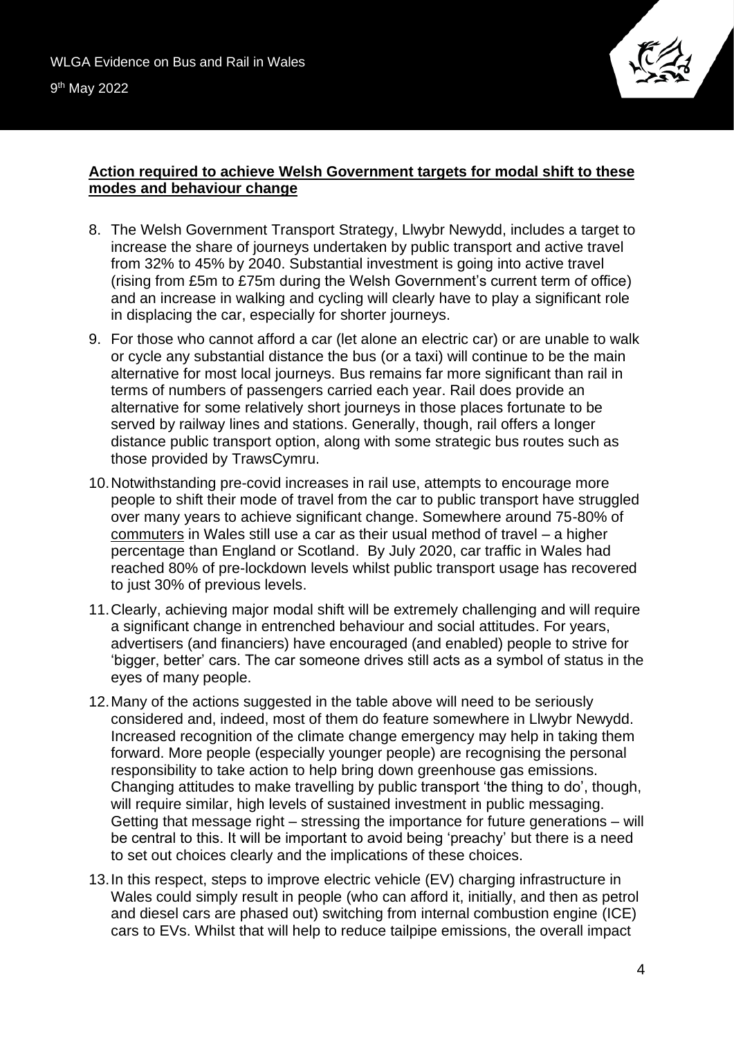**Action required to achieve Welsh Government targets for modal shift to these modes and behaviour change**

8. The Welsh Government Transport Strategy, Llwybr Newydd, includes a target to increase the share of journeys undertaken by public transport and active travel from 32% to 45% by 2040. Substantial investment is going into active travel (rising from £5m to £75m during the Welsh Government's current term of office) and an increase in walking and cycling will clearly have to play a significant role in displacing the car, especially for shorter journeys.

9. For those who cannot afford a car (let alone an electric car) or are unable to walk or cycle any substantial distance the bus (or a taxi) will continue to be the main alternative for most local journeys. Bus remains far more significant than rail in terms of numbers of passengers carried each year. Rail does provide an alternative for some relatively short journeys in those places fortunate to be served by railway lines and stations. Generally, though, rail offers a longer distance public transport option, along with some strategic bus routes such as those provided by TrawsCymru.

10. Notwithstanding pre-covid increases in rail use, attempts to encourage more people to shift their mode of travel from the car to public transport have struggled over many years to achieve significant change. Somewhere around 75-80% of commuters in Wales still use a car as their usual method of travel – a higher percentage than England or Scotland. By July 2020, car traffic in Wales had reached 80% of pre-lockdown levels whilst public transport usage has recovered to just 30% of previous levels.

11. Clearly, achieving major modal shift will be extremely challenging and will require a significant change in entrenched behaviour and social attitudes. For years, advertisers (and financiers) have encouraged (and enabled) people to strive for 'bigger, better' cars. The car someone drives still acts as a symbol of status in the eyes of many people.

12. Many of the actions suggested in the table above will need to be seriously considered and, indeed, most of them do feature somewhere in Llwybr Newydd. Increased recognition of the climate change emergency may help in taking them forward. More people (especially younger people) are recognising the personal responsibility to take action to help bring down greenhouse gas emissions. Changing attitudes to make travelling by public transport 'the thing to do', though, will require similar, high levels of sustained investment in public messaging. Getting that message right – stressing the importance for future generations – will be central to this. It will be important to avoid being 'preachy' but there is a need to set out choices clearly and the implications of these choices.

13. In this respect, steps to improve electric vehicle (EV) charging infrastructure in Wales could simply result in people (who can afford it, initially, and then as petrol and diesel cars are phased out) switching from internal combustion engine (ICE) cars to EVs. Whilst that will help to reduce tailpipe emissions, the overall impact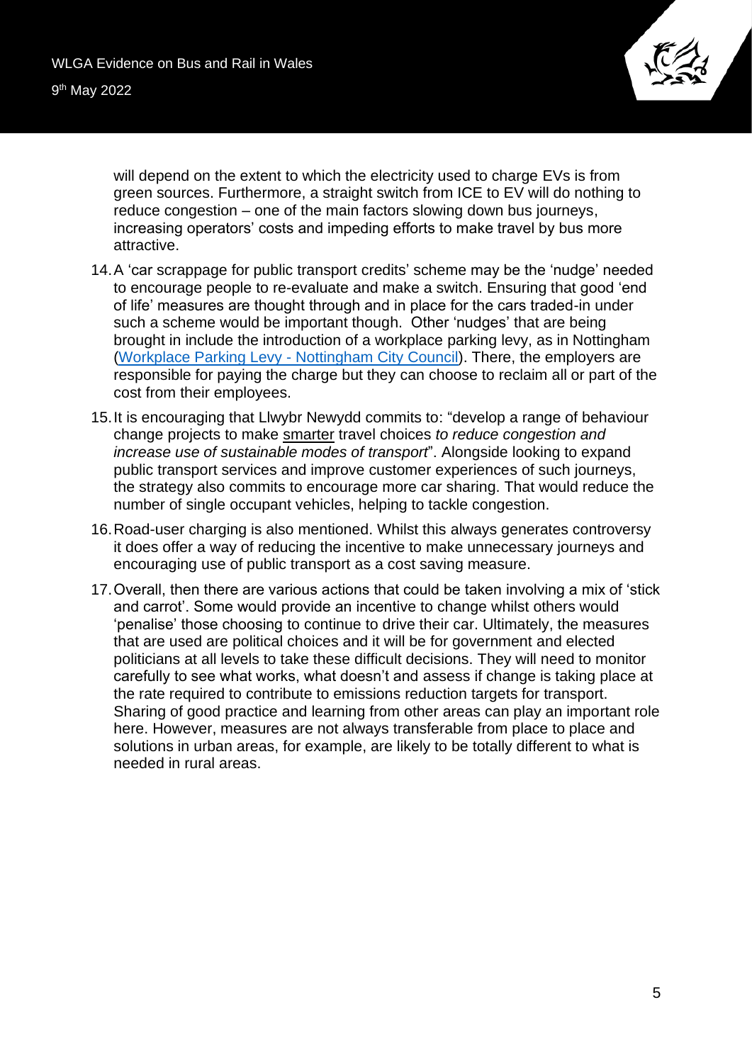will depend on the extent to which the electricity used to charge EVs is from green sources. Furthermore, a straight switch from ICE to EV will do nothing to reduce congestion – one of the main factors slowing down bus journeys, increasing operators' costs and impeding efforts to make travel by bus more attractive.

14. A 'car scrappage for public transport credits' scheme may be the 'nudge' needed to encourage people to re-evaluate and make a switch. Ensuring that good 'end of life' measures are thought through and in place for the cars traded-in under such a scheme would be important though. Other 'nudges' that are being brought in include the introduction of a workplace parking levy, as in Nottingham ([Workplace Parking Levy - Nottingham City Council]). There, the employers are responsible for paying the charge but they can choose to reclaim all or part of the cost from their employees.

15. It is encouraging that Llwybr Newydd commits to: "develop a range of behaviour change projects to make smarter travel choices *to reduce congestion and increase use of sustainable modes of transport*". Alongside looking to expand public transport services and improve customer experiences of such journeys, the strategy also commits to encourage more car sharing. That would reduce the number of single occupant vehicles, helping to tackle congestion.

16. Road-user charging is also mentioned. Whilst this always generates controversy it does offer a way of reducing the incentive to make unnecessary journeys and encouraging use of public transport as a cost saving measure.

17. Overall, then there are various actions that could be taken involving a mix of 'stick and carrot'. Some would provide an incentive to change whilst others would 'penalise' those choosing to continue to drive their car. Ultimately, the measures that are used are political choices and it will be for government and elected politicians at all levels to take these difficult decisions. They will need to monitor carefully to see what works, what doesn't and assess if change is taking place at the rate required to contribute to emissions reduction targets for transport. Sharing of good practice and learning from other areas can play an important role here. However, measures are not always transferable from place to place and solutions in urban areas, for example, are likely to be totally different to what is needed in rural areas.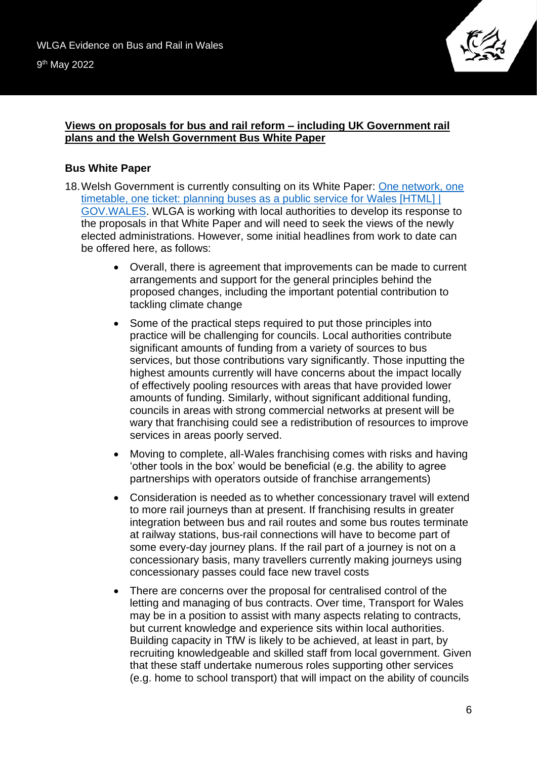**Views on proposals for bus and rail reform – including UK Government rail plans and the Welsh Government Bus White Paper**

**Bus White Paper**

18. Welsh Government is currently consulting on its White Paper: [One network, one timetable, one ticket: planning buses as a public service for Wales [HTML] | GOV.WALES](). WLGA is working with local authorities to develop its response to the proposals in that White Paper and will need to seek the views of the newly elected administrations. However, some initial headlines from work to date can be offered here, as follows:

    - Overall, there is agreement that improvements can be made to current arrangements and support for the general principles behind the proposed changes, including the important potential contribution to tackling climate change
    - Some of the practical steps required to put those principles into practice will be challenging for councils. Local authorities contribute significant amounts of funding from a variety of sources to bus services, but those contributions vary significantly. Those inputting the highest amounts currently will have concerns about the impact locally of effectively pooling resources with areas that have provided lower amounts of funding. Similarly, without significant additional funding, councils in areas with strong commercial networks at present will be wary that franchising could see a redistribution of resources to improve services in areas poorly served.
    - Moving to complete, all-Wales franchising comes with risks and having 'other tools in the box' would be beneficial (e.g. the ability to agree partnerships with operators outside of franchise arrangements)
    - Consideration is needed as to whether concessionary travel will extend to more rail journeys than at present. If franchising results in greater integration between bus and rail routes and some bus routes terminate at railway stations, bus-rail connections will have to become part of some every-day journey plans. If the rail part of a journey is not on a concessionary basis, many travellers currently making journeys using concessionary passes could face new travel costs
    - There are concerns over the proposal for centralised control of the letting and managing of bus contracts. Over time, Transport for Wales may be in a position to assist with many aspects relating to contracts, but current knowledge and experience sits within local authorities. Building capacity in TfW is likely to be achieved, at least in part, by recruiting knowledgeable and skilled staff from local government. Given that these staff undertake numerous roles supporting other services (e.g. home to school transport) that will impact on the ability of councils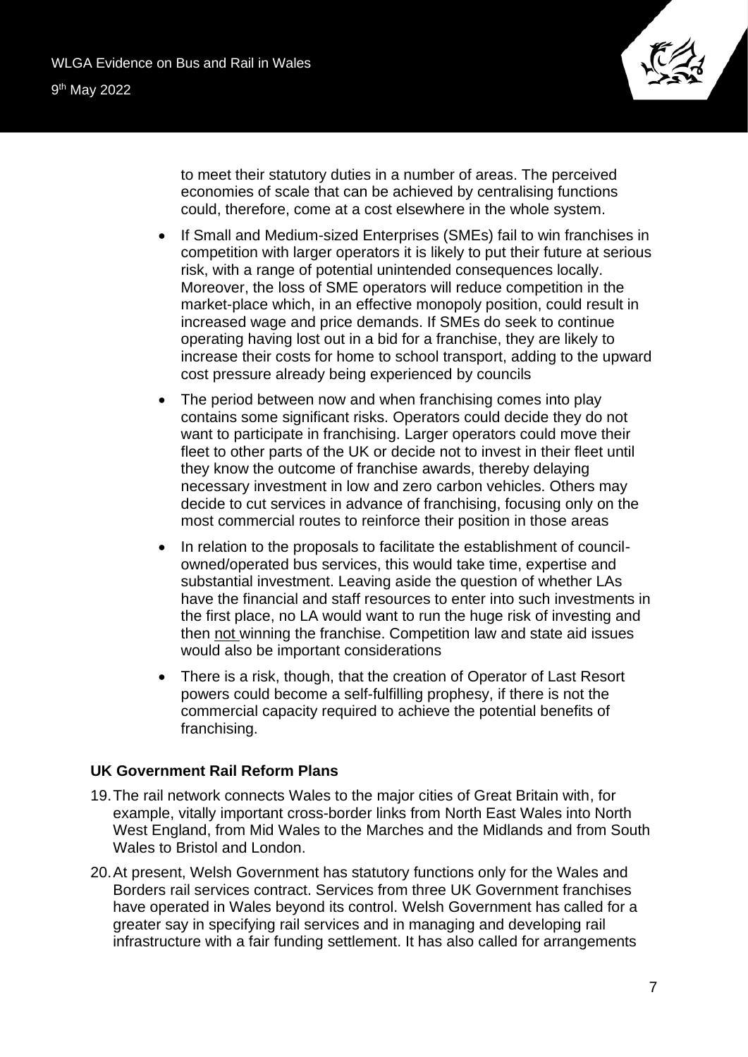to meet their statutory duties in a number of areas. The perceived economies of scale that can be achieved by centralising functions could, therefore, come at a cost elsewhere in the whole system.

- If Small and Medium-sized Enterprises (SMEs) fail to win franchises in competition with larger operators it is likely to put their future at serious risk, with a range of potential unintended consequences locally. Moreover, the loss of SME operators will reduce competition in the market-place which, in an effective monopoly position, could result in increased wage and price demands. If SMEs do seek to continue operating having lost out in a bid for a franchise, they are likely to increase their costs for home to school transport, adding to the upward cost pressure already being experienced by councils
- The period between now and when franchising comes into play contains some significant risks. Operators could decide they do not want to participate in franchising. Larger operators could move their fleet to other parts of the UK or decide not to invest in their fleet until they know the outcome of franchise awards, thereby delaying necessary investment in low and zero carbon vehicles. Others may decide to cut services in advance of franchising, focusing only on the most commercial routes to reinforce their position in those areas
- In relation to the proposals to facilitate the establishment of council-owned/operated bus services, this would take time, expertise and substantial investment. Leaving aside the question of whether LAs have the financial and staff resources to enter into such investments in the first place, no LA would want to run the huge risk of investing and then <u>not</u> winning the franchise. Competition law and state aid issues would also be important considerations
- There is a risk, though, that the creation of Operator of Last Resort powers could become a self-fulfilling prophesy, if there is not the commercial capacity required to achieve the potential benefits of franchising.

**UK Government Rail Reform Plans**

19. The rail network connects Wales to the major cities of Great Britain with, for example, vitally important cross-border links from North East Wales into North West England, from Mid Wales to the Marches and the Midlands and from South Wales to Bristol and London.

20. At present, Welsh Government has statutory functions only for the Wales and Borders rail services contract. Services from three UK Government franchises have operated in Wales beyond its control. Welsh Government has called for a greater say in specifying rail services and in managing and developing rail infrastructure with a fair funding settlement. It has also called for arrangements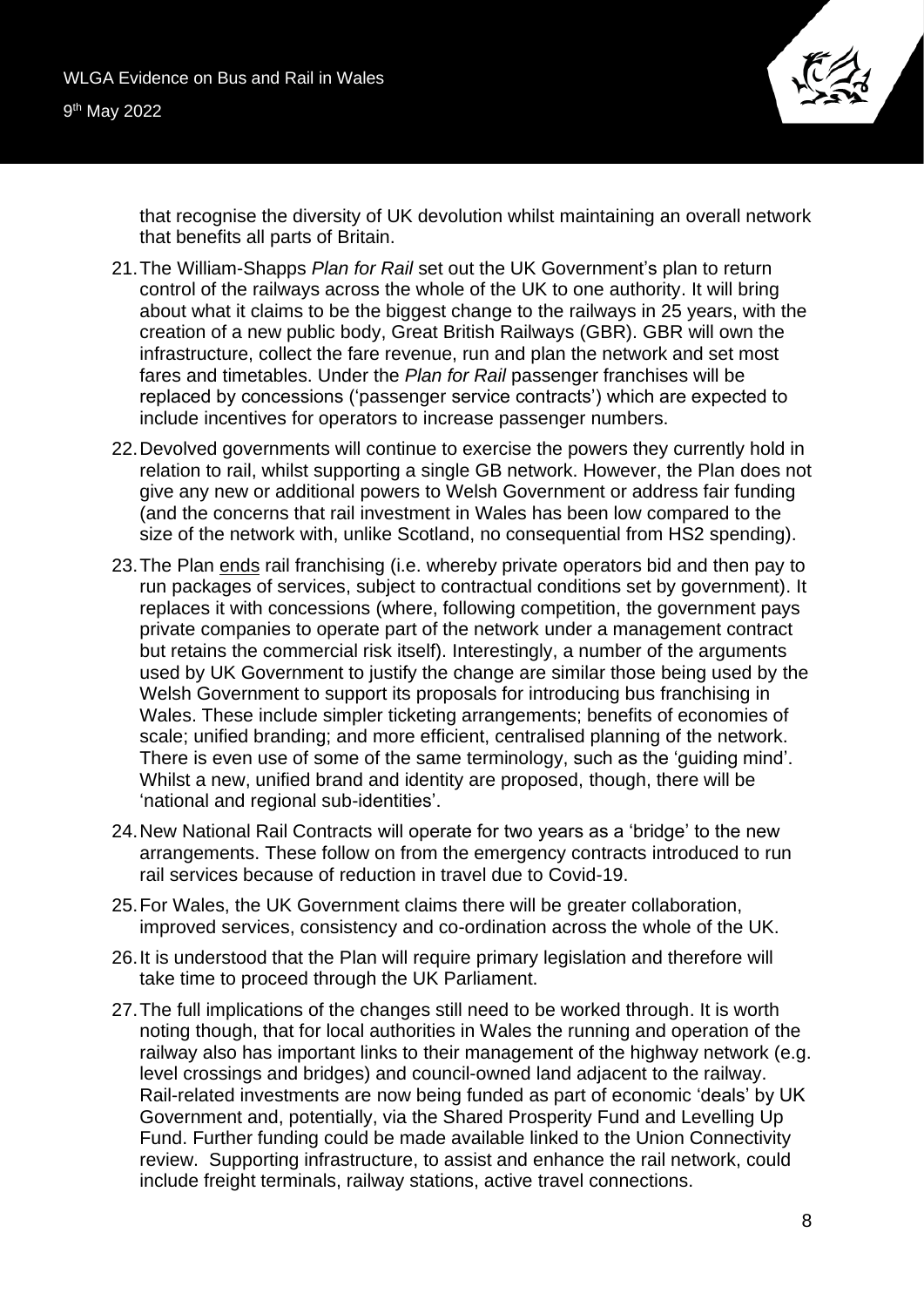that recognise the diversity of UK devolution whilst maintaining an overall network that benefits all parts of Britain.

21. The William-Shapps *Plan for Rail* set out the UK Government's plan to return control of the railways across the whole of the UK to one authority. It will bring about what it claims to be the biggest change to the railways in 25 years, with the creation of a new public body, Great British Railways (GBR). GBR will own the infrastructure, collect the fare revenue, run and plan the network and set most fares and timetables. Under the *Plan for Rail* passenger franchises will be replaced by concessions ('passenger service contracts') which are expected to include incentives for operators to increase passenger numbers.

22. Devolved governments will continue to exercise the powers they currently hold in relation to rail, whilst supporting a single GB network. However, the Plan does not give any new or additional powers to Welsh Government or address fair funding (and the concerns that rail investment in Wales has been low compared to the size of the network with, unlike Scotland, no consequential from HS2 spending).

23. The Plan <u>ends</u> rail franchising (i.e. whereby private operators bid and then pay to run packages of services, subject to contractual conditions set by government). It replaces it with concessions (where, following competition, the government pays private companies to operate part of the network under a management contract but retains the commercial risk itself). Interestingly, a number of the arguments used by UK Government to justify the change are similar those being used by the Welsh Government to support its proposals for introducing bus franchising in Wales. These include simpler ticketing arrangements; benefits of economies of scale; unified branding; and more efficient, centralised planning of the network. There is even use of some of the same terminology, such as the 'guiding mind'. Whilst a new, unified brand and identity are proposed, though, there will be 'national and regional sub-identities'.

24. New National Rail Contracts will operate for two years as a 'bridge' to the new arrangements. These follow on from the emergency contracts introduced to run rail services because of reduction in travel due to Covid-19.

25. For Wales, the UK Government claims there will be greater collaboration, improved services, consistency and co-ordination across the whole of the UK.

26. It is understood that the Plan will require primary legislation and therefore will take time to proceed through the UK Parliament.

27. The full implications of the changes still need to be worked through. It is worth noting though, that for local authorities in Wales the running and operation of the railway also has important links to their management of the highway network (e.g. level crossings and bridges) and council-owned land adjacent to the railway. Rail-related investments are now being funded as part of economic 'deals' by UK Government and, potentially, via the Shared Prosperity Fund and Levelling Up Fund. Further funding could be made available linked to the Union Connectivity review. Supporting infrastructure, to assist and enhance the rail network, could include freight terminals, railway stations, active travel connections.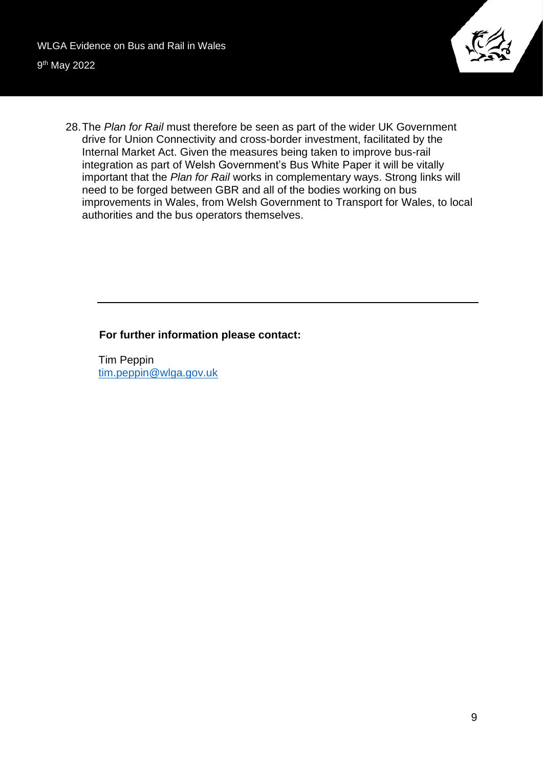28. The *Plan for Rail* must therefore be seen as part of the wider UK Government drive for Union Connectivity and cross-border investment, facilitated by the Internal Market Act. Given the measures being taken to improve bus-rail integration as part of Welsh Government's Bus White Paper it will be vitally important that the *Plan for Rail* works in complementary ways. Strong links will need to be forged between GBR and all of the bodies working on bus improvements in Wales, from Welsh Government to Transport for Wales, to local authorities and the bus operators themselves.

---

**For further information please contact:**

Tim Peppin
tim.peppin@wlga.gov.uk